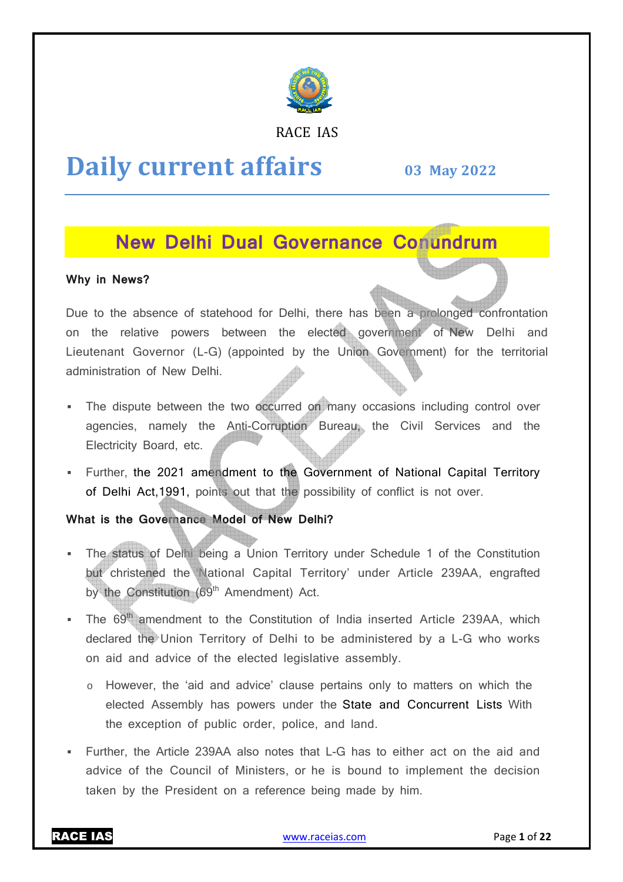RACE IAS

# Daily current affairs

**03 May 2022**

## New Delhi Dual Governance Conundrum

**Why in News?**

Due to the absence of statehood for Delhi, there has been a prolonged confrontation on the relative powers between the elected government of New Delhi and Lieutenant Governor (L-G) (appointed by the Union Government) for the territorial administration of New Delhi.

- The dispute between the two occurred on many occasions including control over agencies, namely the Anti-Corruption Bureau, the Civil Services and the Electricity Board, etc.
- Further, the 2021 amendment to the Government of National Capital Territory of Delhi Act,1991, points out that the possibility of conflict is not over.

**What is the Governance Model of New Delhi?**

- The status of Delhi being a Union Territory under Schedule 1 of the Constitution but christened the 'National Capital Territory' under Article 239AA, engrafted by the Constitution (69th Amendment) Act.
- The 69th amendment to the Constitution of India inserted Article 239AA, which declared the Union Territory of Delhi to be administered by a L-G who works on aid and advice of the elected legislative assembly.
  - However, the 'aid and advice' clause pertains only to matters on which the elected Assembly has powers under the State and Concurrent Lists With the exception of public order, police, and land.
- Further, the Article 239AA also notes that L-G has to either act on the aid and advice of the Council of Ministers, or he is bound to implement the decision taken by the President on a reference being made by him.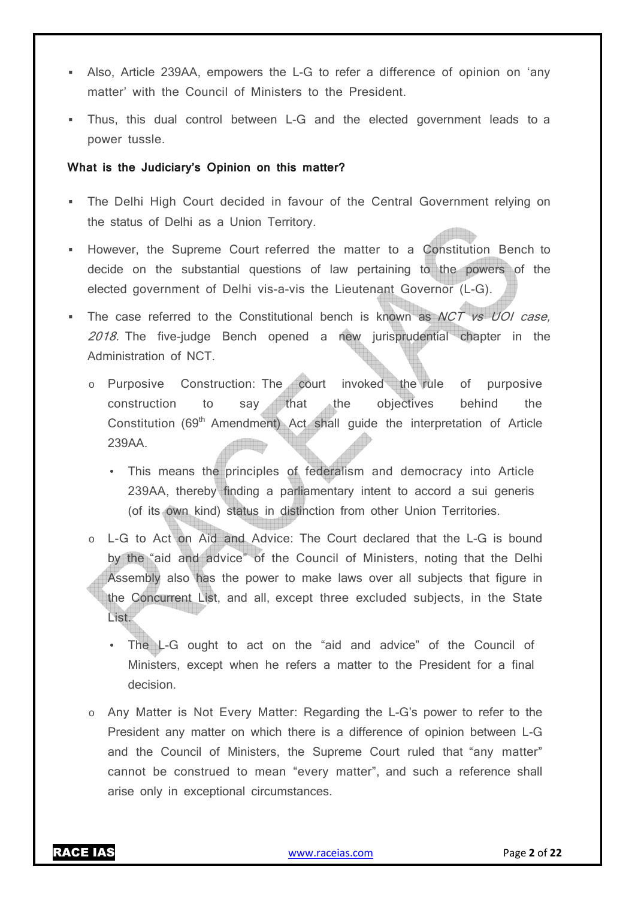- Also, Article 239AA, empowers the L-G to refer a difference of opinion on 'any matter' with the Council of Ministers to the President.
- Thus, this dual control between L-G and the elected government leads to a power tussle.

**What is the Judiciary's Opinion on this matter?**

- The Delhi High Court decided in favour of the Central Government relying on the status of Delhi as a Union Territory.
- However, the Supreme Court referred the matter to a Constitution Bench to decide on the substantial questions of law pertaining to the powers of the elected government of Delhi vis-a-vis the Lieutenant Governor (L-G).
- The case referred to the Constitutional bench is known as *NCT vs UOI case, 2018.* The five-judge Bench opened a new jurisprudential chapter in the Administration of NCT.
  - Purposive Construction: The court invoked the rule of purposive construction to say that the objectives behind the Constitution (69th Amendment) Act shall guide the interpretation of Article 239AA.
    - This means the principles of federalism and democracy into Article 239AA, thereby finding a parliamentary intent to accord a sui generis (of its own kind) status in distinction from other Union Territories.
  - L-G to Act on Aid and Advice: The Court declared that the L-G is bound by the "aid and advice" of the Council of Ministers, noting that the Delhi Assembly also has the power to make laws over all subjects that figure in the Concurrent List, and all, except three excluded subjects, in the State List.
    - The L-G ought to act on the "aid and advice" of the Council of Ministers, except when he refers a matter to the President for a final decision.
  - Any Matter is Not Every Matter: Regarding the L-G's power to refer to the President any matter on which there is a difference of opinion between L-G and the Council of Ministers, the Supreme Court ruled that "any matter" cannot be construed to mean "every matter", and such a reference shall arise only in exceptional circumstances.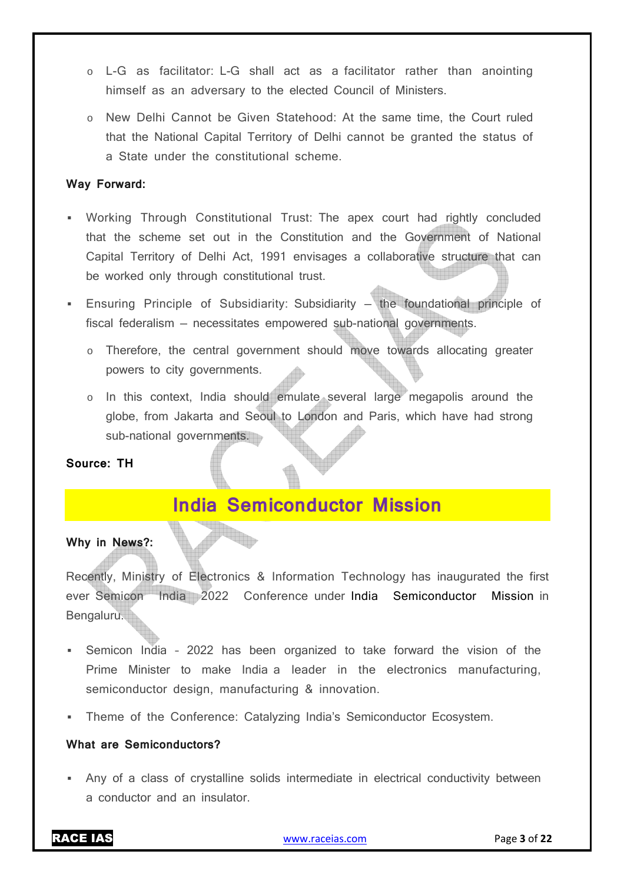- L-G as facilitator: L-G shall act as a facilitator rather than anointing himself as an adversary to the elected Council of Ministers.
- New Delhi Cannot be Given Statehood: At the same time, the Court ruled that the National Capital Territory of Delhi cannot be granted the status of a State under the constitutional scheme.

**Way Forward:**

- Working Through Constitutional Trust: The apex court had rightly concluded that the scheme set out in the Constitution and the Government of National Capital Territory of Delhi Act, 1991 envisages a collaborative structure that can be worked only through constitutional trust.
- Ensuring Principle of Subsidiarity: Subsidiarity – the foundational principle of fiscal federalism – necessitates empowered sub-national governments.
  - Therefore, the central government should move towards allocating greater powers to city governments.
  - In this context, India should emulate several large megapolis around the globe, from Jakarta and Seoul to London and Paris, which have had strong sub-national governments.

**Source: TH**

## India Semiconductor Mission

**Why in News?:**

Recently, Ministry of Electronics & Information Technology has inaugurated the first ever Semicon India 2022 Conference under India Semiconductor Mission in Bengaluru.

- Semicon India - 2022 has been organized to take forward the vision of the Prime Minister to make India a leader in the electronics manufacturing, semiconductor design, manufacturing & innovation.
- Theme of the Conference: Catalyzing India's Semiconductor Ecosystem.

**What are Semiconductors?**

- Any of a class of crystalline solids intermediate in electrical conductivity between a conductor and an insulator.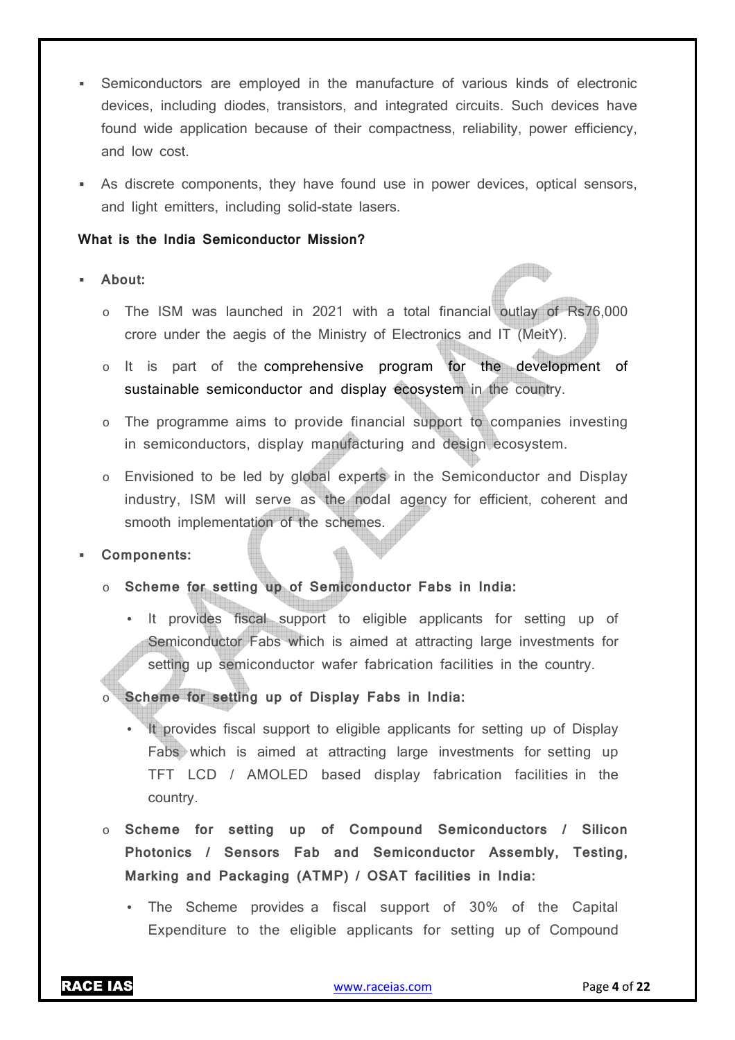- Semiconductors are employed in the manufacture of various kinds of electronic devices, including diodes, transistors, and integrated circuits. Such devices have found wide application because of their compactness, reliability, power efficiency, and low cost.
- As discrete components, they have found use in power devices, optical sensors, and light emitters, including solid-state lasers.

**What is the India Semiconductor Mission?**

- **About:**
  - The ISM was launched in 2021 with a total financial outlay of Rs76,000 crore under the aegis of the Ministry of Electronics and IT (MeitY).
  - It is part of the comprehensive program for the development of sustainable semiconductor and display ecosystem in the country.
  - The programme aims to provide financial support to companies investing in semiconductors, display manufacturing and design ecosystem.
  - Envisioned to be led by global experts in the Semiconductor and Display industry, ISM will serve as the nodal agency for efficient, coherent and smooth implementation of the schemes.
- **Components:**
  - **Scheme for setting up of Semiconductor Fabs in India:**
    - It provides fiscal support to eligible applicants for setting up of Semiconductor Fabs which is aimed at attracting large investments for setting up semiconductor wafer fabrication facilities in the country.
  - **Scheme for setting up of Display Fabs in India:**
    - It provides fiscal support to eligible applicants for setting up of Display Fabs which is aimed at attracting large investments for setting up TFT LCD / AMOLED based display fabrication facilities in the country.
  - **Scheme for setting up of Compound Semiconductors / Silicon Photonics / Sensors Fab and Semiconductor Assembly, Testing, Marking and Packaging (ATMP) / OSAT facilities in India:**
    - The Scheme provides a fiscal support of 30% of the Capital Expenditure to the eligible applicants for setting up of Compound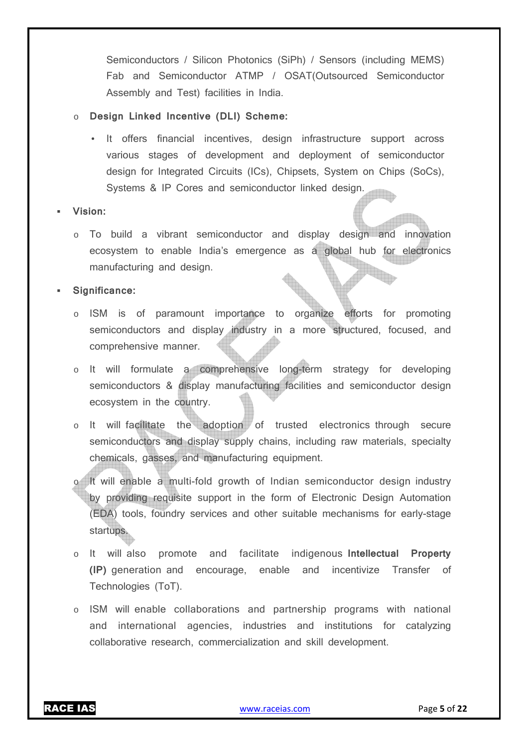Semiconductors / Silicon Photonics (SiPh) / Sensors (including MEMS) Fab and Semiconductor ATMP / OSAT(Outsourced Semiconductor Assembly and Test) facilities in India.

- **Design Linked Incentive (DLI) Scheme:**
  - It offers financial incentives, design infrastructure support across various stages of development and deployment of semiconductor design for Integrated Circuits (ICs), Chipsets, System on Chips (SoCs), Systems & IP Cores and semiconductor linked design.

- **Vision:**
  - To build a vibrant semiconductor and display design and innovation ecosystem to enable India's emergence as a global hub for electronics manufacturing and design.

- **Significance:**
  - ISM is of paramount importance to organize efforts for promoting semiconductors and display industry in a more structured, focused, and comprehensive manner.
  - It will formulate a comprehensive long-term strategy for developing semiconductors & display manufacturing facilities and semiconductor design ecosystem in the country.
  - It will facilitate the adoption of trusted electronics through secure semiconductors and display supply chains, including raw materials, specialty chemicals, gasses, and manufacturing equipment.
  - It will enable a multi-fold growth of Indian semiconductor design industry by providing requisite support in the form of Electronic Design Automation (EDA) tools, foundry services and other suitable mechanisms for early-stage startups.
  - It will also promote and facilitate indigenous **Intellectual Property (IP)** generation and encourage, enable and incentivize Transfer of Technologies (ToT).
  - ISM will enable collaborations and partnership programs with national and international agencies, industries and institutions for catalyzing collaborative research, commercialization and skill development.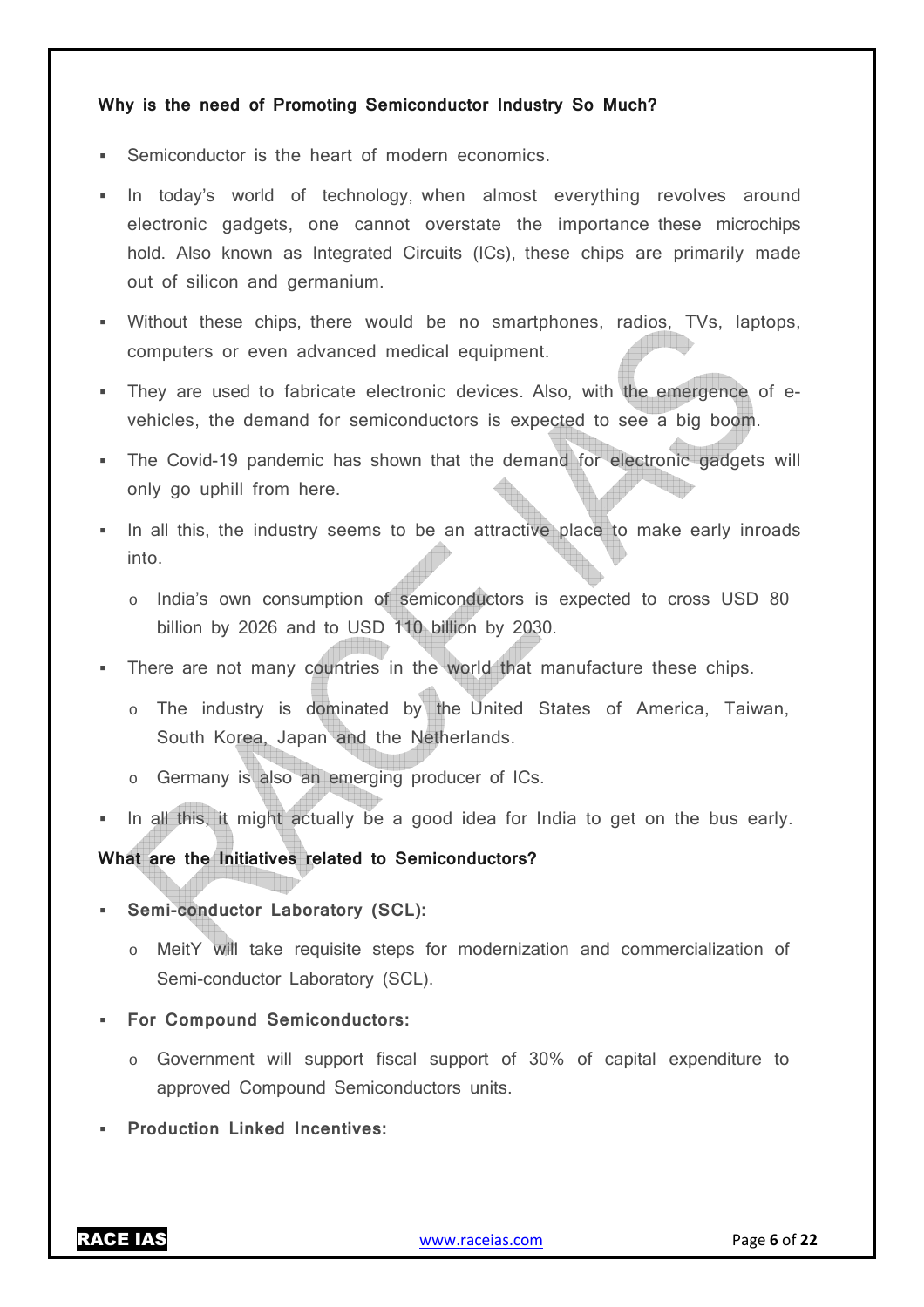**Why is the need of Promoting Semiconductor Industry So Much?**

- Semiconductor is the heart of modern economics.
- In today's world of technology, when almost everything revolves around electronic gadgets, one cannot overstate the importance these microchips hold. Also known as Integrated Circuits (ICs), these chips are primarily made out of silicon and germanium.
- Without these chips, there would be no smartphones, radios, TVs, laptops, computers or even advanced medical equipment.
- They are used to fabricate electronic devices. Also, with the emergence of e-vehicles, the demand for semiconductors is expected to see a big boom.
- The Covid-19 pandemic has shown that the demand for electronic gadgets will only go uphill from here.
- In all this, the industry seems to be an attractive place to make early inroads into.
  - India's own consumption of semiconductors is expected to cross USD 80 billion by 2026 and to USD 110 billion by 2030.
- There are not many countries in the world that manufacture these chips.
  - The industry is dominated by the United States of America, Taiwan, South Korea, Japan and the Netherlands.
  - Germany is also an emerging producer of ICs.
- In all this, it might actually be a good idea for India to get on the bus early.

**What are the Initiatives related to Semiconductors?**

- **Semi-conductor Laboratory (SCL):**
  - MeitY will take requisite steps for modernization and commercialization of Semi-conductor Laboratory (SCL).
- **For Compound Semiconductors:**
  - Government will support fiscal support of 30% of capital expenditure to approved Compound Semiconductors units.
- **Production Linked Incentives:**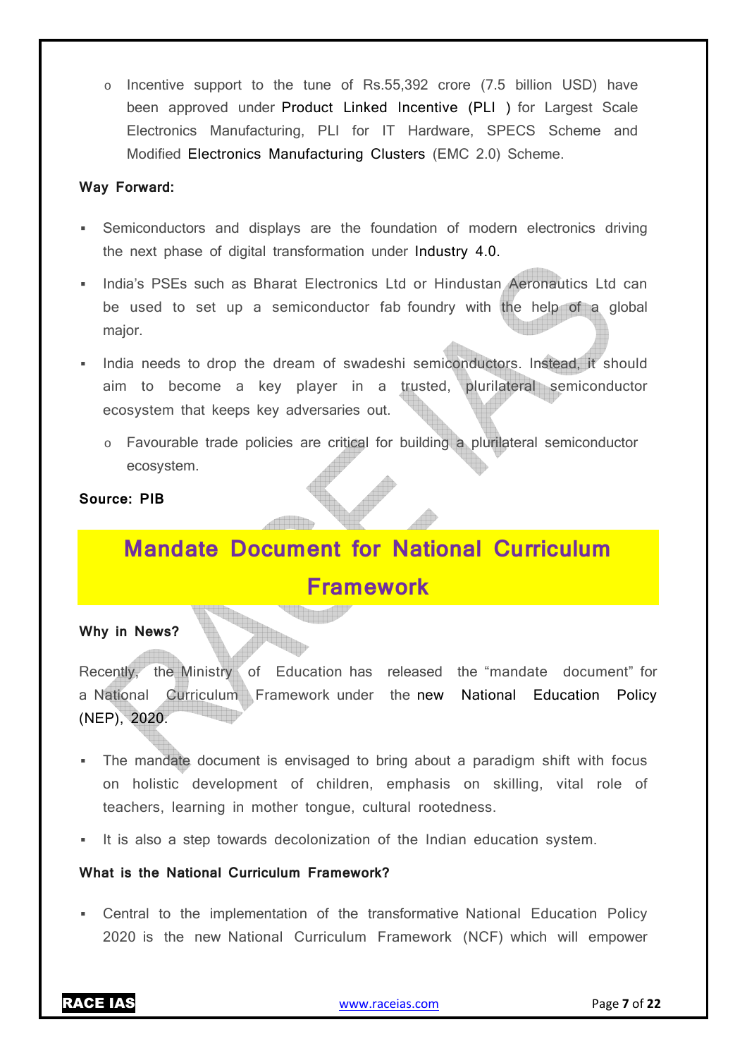- Incentive support to the tune of Rs.55,392 crore (7.5 billion USD) have been approved under Product Linked Incentive (PLI ) for Largest Scale Electronics Manufacturing, PLI for IT Hardware, SPECS Scheme and Modified Electronics Manufacturing Clusters (EMC 2.0) Scheme.

**Way Forward:**

- Semiconductors and displays are the foundation of modern electronics driving the next phase of digital transformation under Industry 4.0.
- India's PSEs such as Bharat Electronics Ltd or Hindustan Aeronautics Ltd can be used to set up a semiconductor fab foundry with the help of a global major.
- India needs to drop the dream of swadeshi semiconductors. Instead, it should aim to become a key player in a trusted, plurilateral semiconductor ecosystem that keeps key adversaries out.
  - Favourable trade policies are critical for building a plurilateral semiconductor ecosystem.

**Source: PIB**

## Mandate Document for National Curriculum Framework

**Why in News?**

Recently, the Ministry of Education has released the "mandate document" for a National Curriculum Framework under the new National Education Policy (NEP), 2020.

- The mandate document is envisaged to bring about a paradigm shift with focus on holistic development of children, emphasis on skilling, vital role of teachers, learning in mother tongue, cultural rootedness.
- It is also a step towards decolonization of the Indian education system.

**What is the National Curriculum Framework?**

- Central to the implementation of the transformative National Education Policy 2020 is the new National Curriculum Framework (NCF) which will empower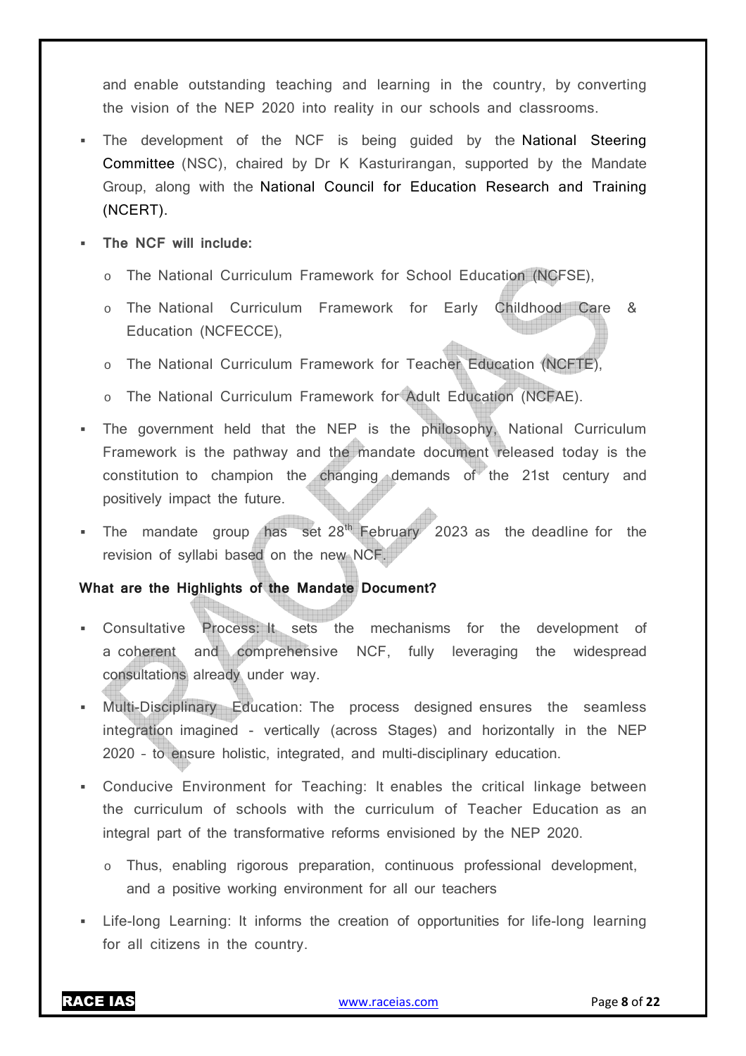and enable outstanding teaching and learning in the country, by converting the vision of the NEP 2020 into reality in our schools and classrooms.

- The development of the NCF is being guided by the National Steering Committee (NSC), chaired by Dr K Kasturirangan, supported by the Mandate Group, along with the National Council for Education Research and Training (NCERT).
- **The NCF will include:**
    - The National Curriculum Framework for School Education (NCFSE),
    - The National Curriculum Framework for Early Childhood Care & Education (NCFECCE),
    - The National Curriculum Framework for Teacher Education (NCFTE),
    - The National Curriculum Framework for Adult Education (NCFAE).
- The government held that the NEP is the philosophy, National Curriculum Framework is the pathway and the mandate document released today is the constitution to champion the changing demands of the 21st century and positively impact the future.
- The mandate group has set 28th February 2023 as the deadline for the revision of syllabi based on the new NCF.

**What are the Highlights of the Mandate Document?**

- Consultative Process: It sets the mechanisms for the development of a coherent and comprehensive NCF, fully leveraging the widespread consultations already under way.
- Multi-Disciplinary Education: The process designed ensures the seamless integration imagined - vertically (across Stages) and horizontally in the NEP 2020 – to ensure holistic, integrated, and multi-disciplinary education.
- Conducive Environment for Teaching: It enables the critical linkage between the curriculum of schools with the curriculum of Teacher Education as an integral part of the transformative reforms envisioned by the NEP 2020.
    - Thus, enabling rigorous preparation, continuous professional development, and a positive working environment for all our teachers
- Life-long Learning: It informs the creation of opportunities for life-long learning for all citizens in the country.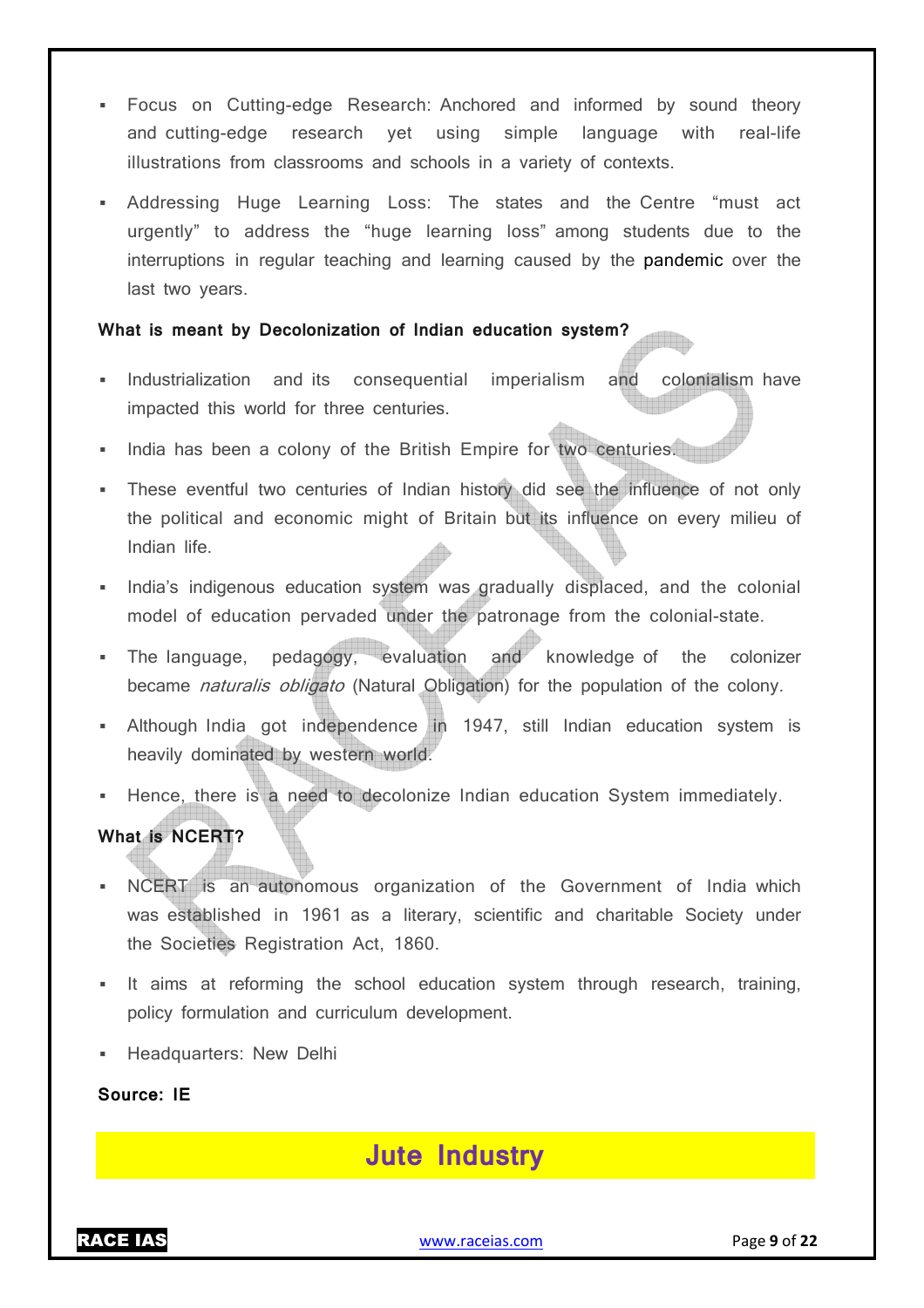- Focus on Cutting-edge Research: Anchored and informed by sound theory and cutting-edge research yet using simple language with real-life illustrations from classrooms and schools in a variety of contexts.
- Addressing Huge Learning Loss: The states and the Centre "must act urgently" to address the "huge learning loss" among students due to the interruptions in regular teaching and learning caused by the pandemic over the last two years.

**What is meant by Decolonization of Indian education system?**

- Industrialization and its consequential imperialism and colonialism have impacted this world for three centuries.
- India has been a colony of the British Empire for two centuries.
- These eventful two centuries of Indian history did see the influence of not only the political and economic might of Britain but its influence on every milieu of Indian life.
- India's indigenous education system was gradually displaced, and the colonial model of education pervaded under the patronage from the colonial-state.
- The language, pedagogy, evaluation and knowledge of the colonizer became *naturalis obligato* (Natural Obligation) for the population of the colony.
- Although India got independence in 1947, still Indian education system is heavily dominated by western world.
- Hence, there is a need to decolonize Indian education System immediately.

**What is NCERT?**

- NCERT is an autonomous organization of the Government of India which was established in 1961 as a literary, scientific and charitable Society under the Societies Registration Act, 1860.
- It aims at reforming the school education system through research, training, policy formulation and curriculum development.
- Headquarters: New Delhi

**Source: IE**

## Jute Industry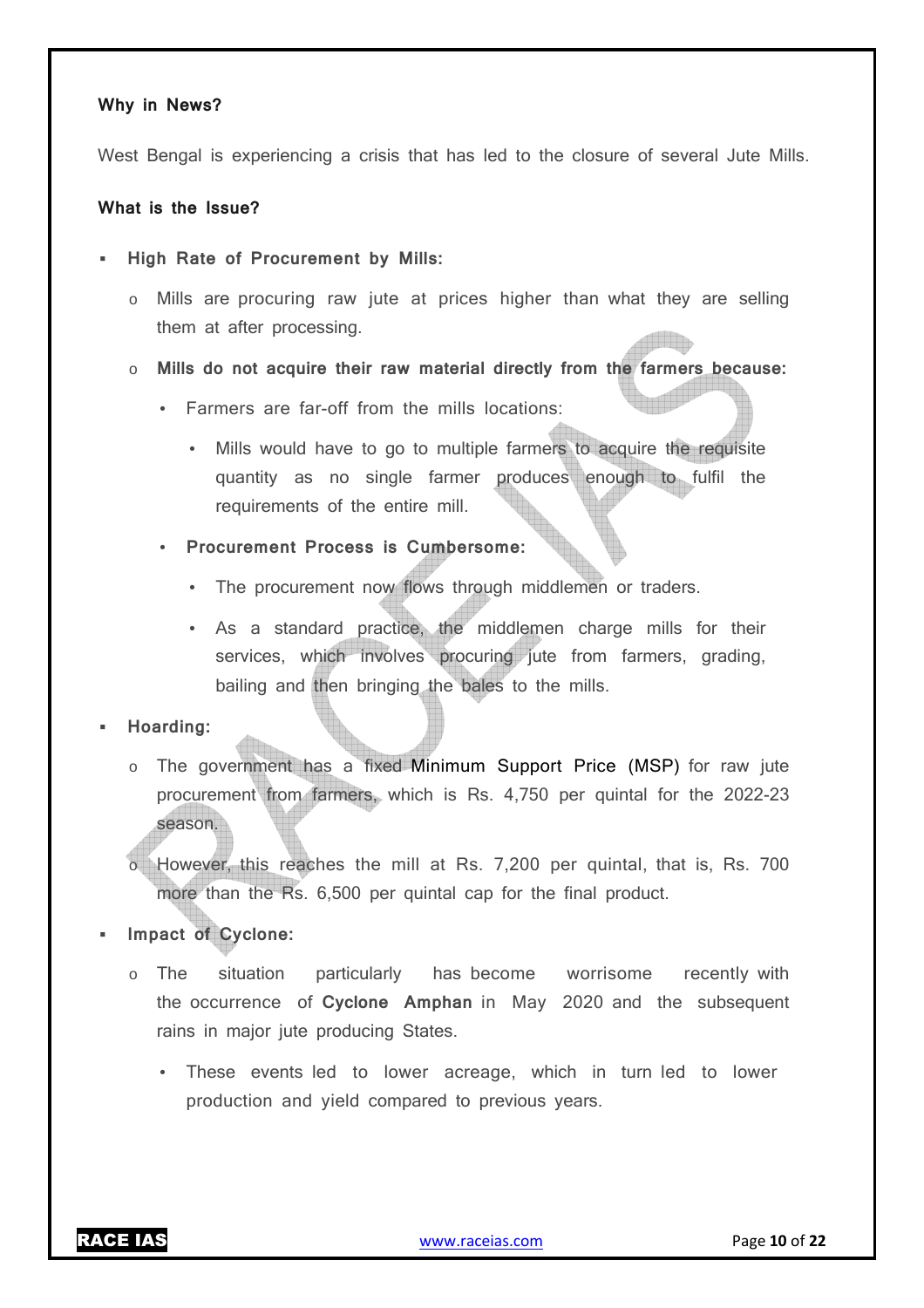**Why in News?**

West Bengal is experiencing a crisis that has led to the closure of several Jute Mills.

**What is the Issue?**

- **High Rate of Procurement by Mills:**
  - Mills are procuring raw jute at prices higher than what they are selling them at after processing.
  - **Mills do not acquire their raw material directly from the farmers because:**
    - Farmers are far-off from the mills locations:
      - Mills would have to go to multiple farmers to acquire the requisite quantity as no single farmer produces enough to fulfil the requirements of the entire mill.
    - **Procurement Process is Cumbersome:**
      - The procurement now flows through middlemen or traders.
      - As a standard practice, the middlemen charge mills for their services, which involves procuring jute from farmers, grading, bailing and then bringing the bales to the mills.
- **Hoarding:**
  - The government has a fixed Minimum Support Price (MSP) for raw jute procurement from farmers, which is Rs. 4,750 per quintal for the 2022-23 season.
  - However, this reaches the mill at Rs. 7,200 per quintal, that is, Rs. 700 more than the Rs. 6,500 per quintal cap for the final product.
- **Impact of Cyclone:**
  - The situation particularly has become worrisome recently with the occurrence of **Cyclone Amphan** in May 2020 and the subsequent rains in major jute producing States.
    - These events led to lower acreage, which in turn led to lower production and yield compared to previous years.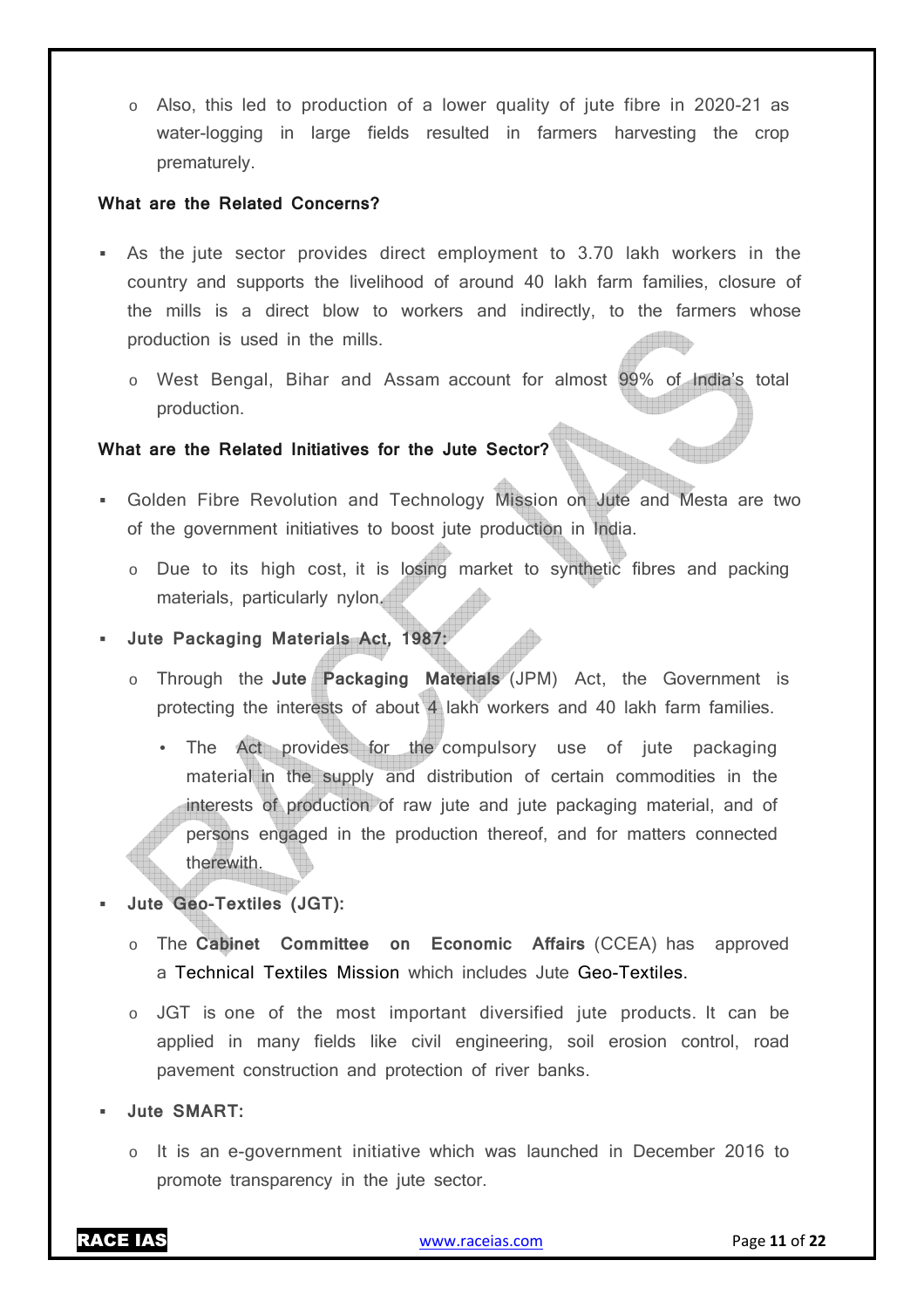- Also, this led to production of a lower quality of jute fibre in 2020-21 as water-logging in large fields resulted in farmers harvesting the crop prematurely.

**What are the Related Concerns?**

- As the jute sector provides direct employment to 3.70 lakh workers in the country and supports the livelihood of around 40 lakh farm families, closure of the mills is a direct blow to workers and indirectly, to the farmers whose production is used in the mills.
  - West Bengal, Bihar and Assam account for almost 99% of India's total production.

**What are the Related Initiatives for the Jute Sector?**

- Golden Fibre Revolution and Technology Mission on Jute and Mesta are two of the government initiatives to boost jute production in India.
  - Due to its high cost, it is losing market to synthetic fibres and packing materials, particularly nylon.
- **Jute Packaging Materials Act, 1987:**
  - Through the **Jute Packaging Materials** (JPM) Act, the Government is protecting the interests of about 4 lakh workers and 40 lakh farm families.
    - The Act provides for the compulsory use of jute packaging material in the supply and distribution of certain commodities in the interests of production of raw jute and jute packaging material, and of persons engaged in the production thereof, and for matters connected therewith.
- **Jute Geo-Textiles (JGT):**
  - The **Cabinet Committee on Economic Affairs** (CCEA) has approved a Technical Textiles Mission which includes Jute Geo-Textiles.
  - JGT is one of the most important diversified jute products. It can be applied in many fields like civil engineering, soil erosion control, road pavement construction and protection of river banks.
- **Jute SMART:**
  - It is an e-government initiative which was launched in December 2016 to promote transparency in the jute sector.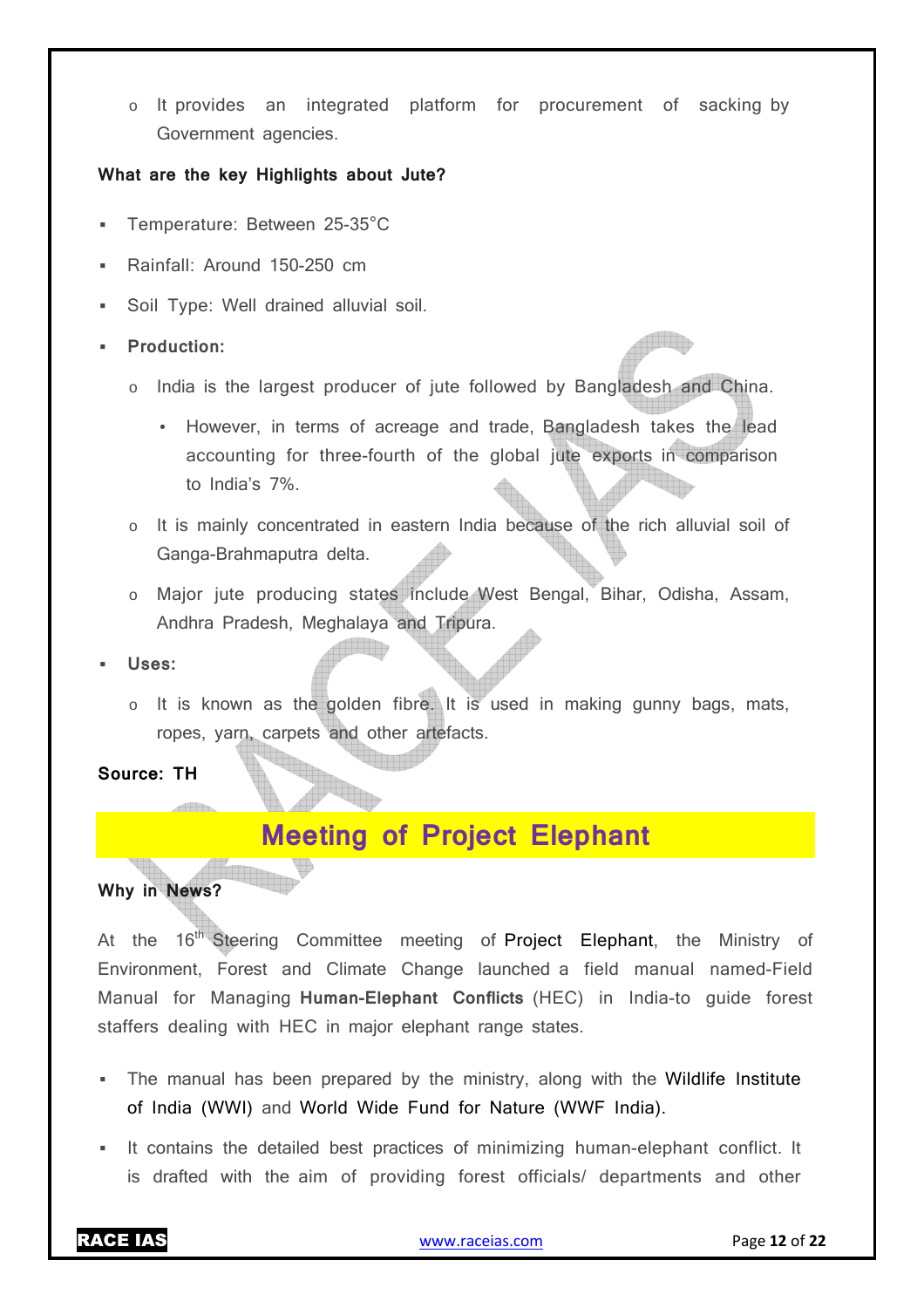- It provides an integrated platform for procurement of sacking by Government agencies.

**What are the key Highlights about Jute?**

- Temperature: Between 25-35°C
- Rainfall: Around 150-250 cm
- Soil Type: Well drained alluvial soil.
- **Production:**
  - India is the largest producer of jute followed by Bangladesh and China.
    - However, in terms of acreage and trade, Bangladesh takes the lead accounting for three-fourth of the global jute exports in comparison to India's 7%.
  - It is mainly concentrated in eastern India because of the rich alluvial soil of Ganga-Brahmaputra delta.
  - Major jute producing states include West Bengal, Bihar, Odisha, Assam, Andhra Pradesh, Meghalaya and Tripura.
- **Uses:**
  - It is known as the golden fibre. It is used in making gunny bags, mats, ropes, yarn, carpets and other artefacts.

**Source: TH**

## Meeting of Project Elephant

**Why in News?**

At the 16th Steering Committee meeting of Project Elephant, the Ministry of Environment, Forest and Climate Change launched a field manual named-Field Manual for Managing **Human-Elephant Conflicts** (HEC) in India-to guide forest staffers dealing with HEC in major elephant range states.

- The manual has been prepared by the ministry, along with the Wildlife Institute of India (WWI) and World Wide Fund for Nature (WWF India).
- It contains the detailed best practices of minimizing human-elephant conflict. It is drafted with the aim of providing forest officials/ departments and other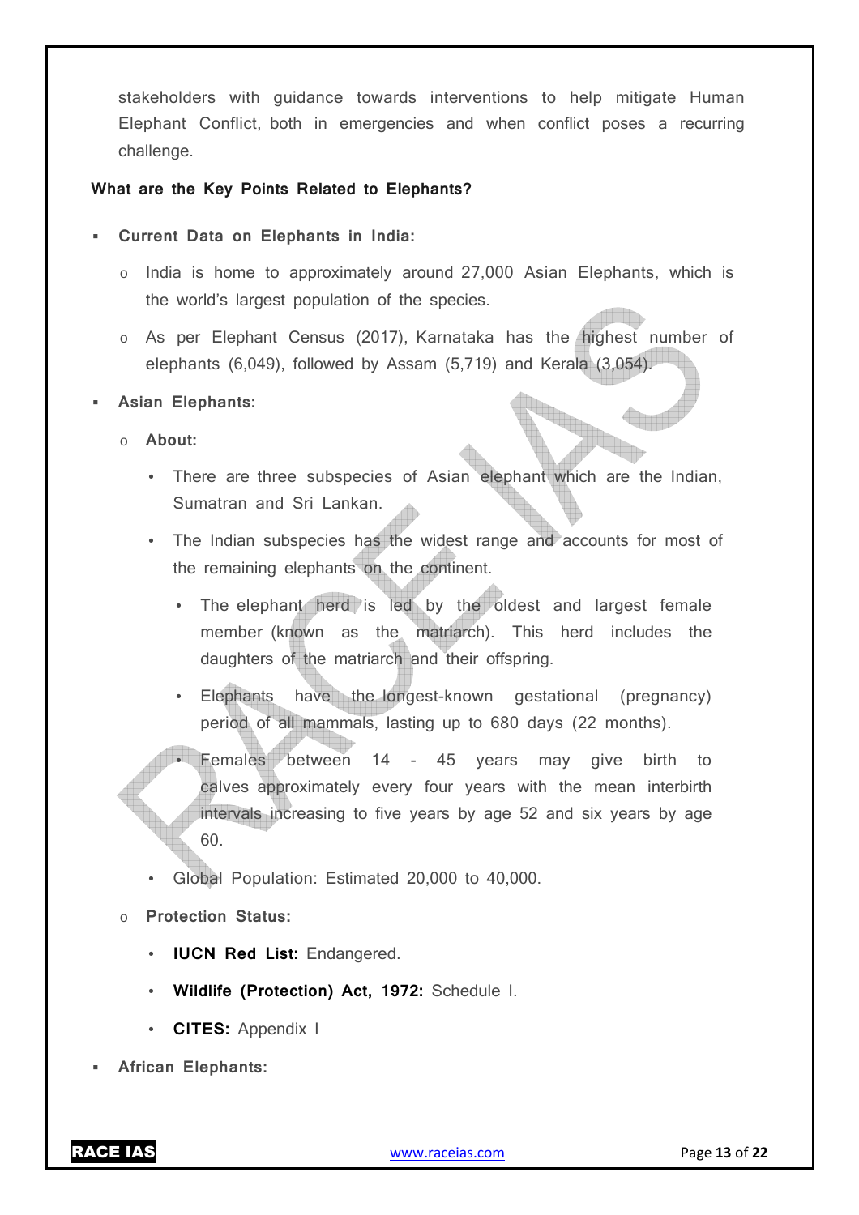stakeholders with guidance towards interventions to help mitigate Human Elephant Conflict, both in emergencies and when conflict poses a recurring challenge.

**What are the Key Points Related to Elephants?**

- **Current Data on Elephants in India:**
  - India is home to approximately around 27,000 Asian Elephants, which is the world's largest population of the species.
  - As per Elephant Census (2017), Karnataka has the highest number of elephants (6,049), followed by Assam (5,719) and Kerala (3,054).
- **Asian Elephants:**
  - **About:**
    - There are three subspecies of Asian elephant which are the Indian, Sumatran and Sri Lankan.
    - The Indian subspecies has the widest range and accounts for most of the remaining elephants on the continent.
      - The elephant herd is led by the oldest and largest female member (known as the matriarch). This herd includes the daughters of the matriarch and their offspring.
      - Elephants have the longest-known gestational (pregnancy) period of all mammals, lasting up to 680 days (22 months).
      - Females between 14 - 45 years may give birth to calves approximately every four years with the mean interbirth intervals increasing to five years by age 52 and six years by age 60.
    - Global Population: Estimated 20,000 to 40,000.
  - **Protection Status:**
    - **IUCN Red List:** Endangered.
    - **Wildlife (Protection) Act, 1972:** Schedule I.
    - **CITES:** Appendix I
- **African Elephants:**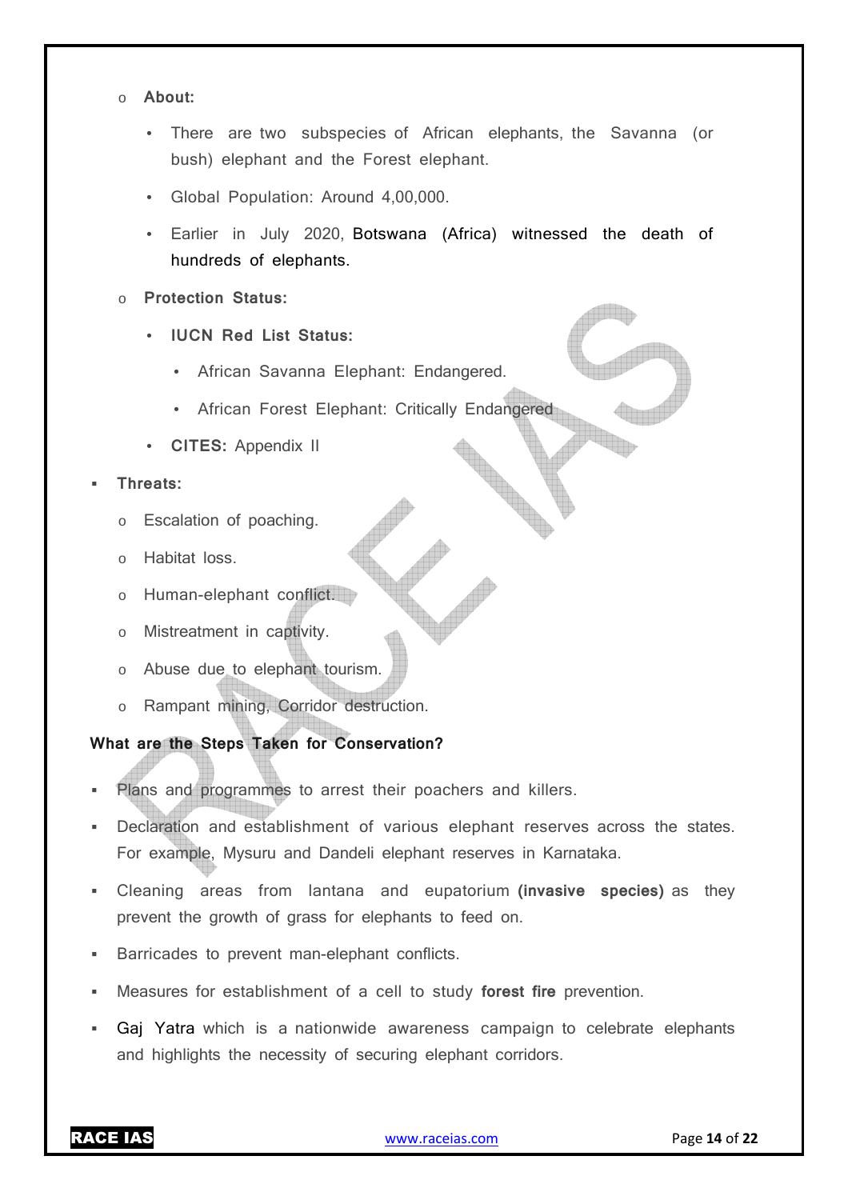- **About:**
  - There are two subspecies of African elephants, the Savanna (or bush) elephant and the Forest elephant.
  - Global Population: Around 4,00,000.
  - Earlier in July 2020, Botswana (Africa) witnessed the death of hundreds of elephants.
- **Protection Status:**
  - **IUCN Red List Status:**
    - African Savanna Elephant: Endangered.
    - African Forest Elephant: Critically Endangered
  - **CITES:** Appendix II

- **Threats:**
  - Escalation of poaching.
  - Habitat loss.
  - Human-elephant conflict.
  - Mistreatment in captivity.
  - Abuse due to elephant tourism.
  - Rampant mining, Corridor destruction.

**What are the Steps Taken for Conservation?**

- Plans and programmes to arrest their poachers and killers.
- Declaration and establishment of various elephant reserves across the states. For example, Mysuru and Dandeli elephant reserves in Karnataka.
- Cleaning areas from lantana and eupatorium **(invasive species)** as they prevent the growth of grass for elephants to feed on.
- Barricades to prevent man-elephant conflicts.
- Measures for establishment of a cell to study **forest fire** prevention.
- Gaj Yatra which is a nationwide awareness campaign to celebrate elephants and highlights the necessity of securing elephant corridors.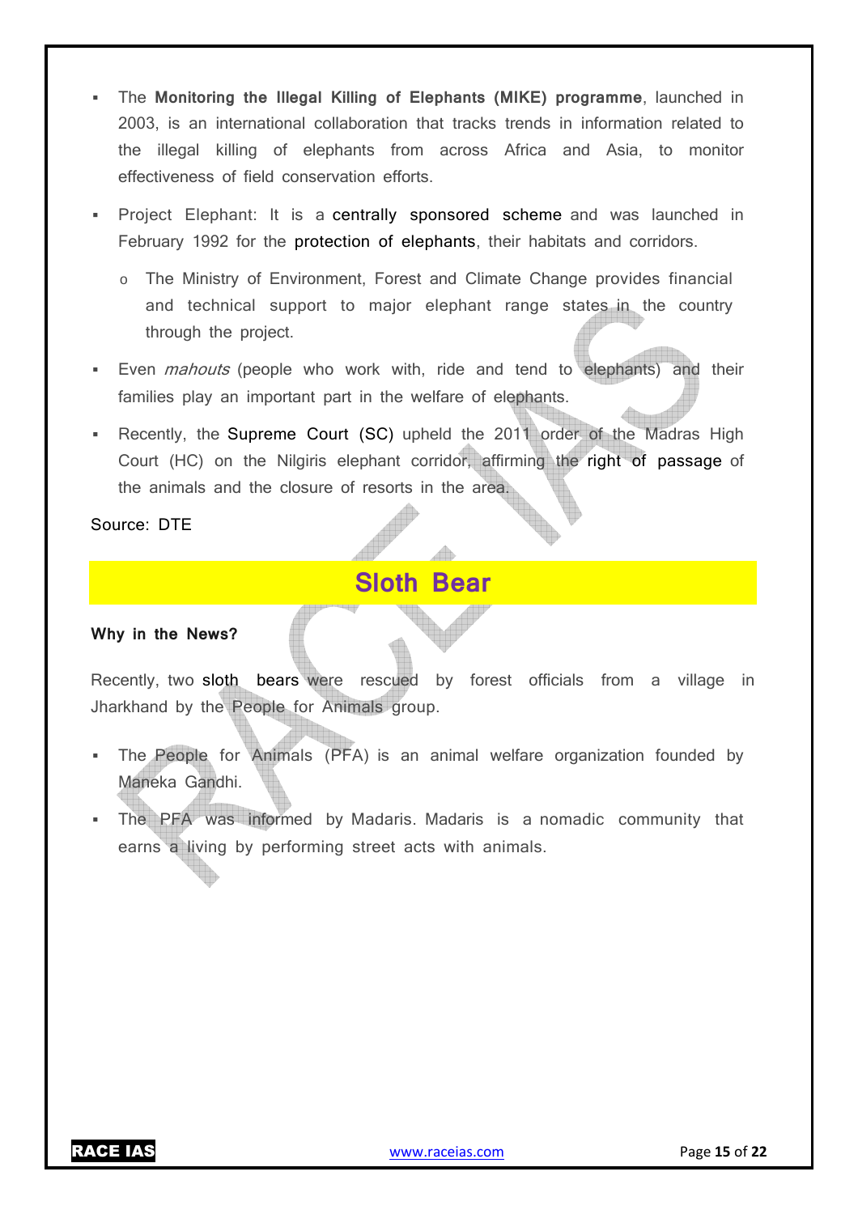- The **Monitoring the Illegal Killing of Elephants (MIKE) programme**, launched in 2003, is an international collaboration that tracks trends in information related to the illegal killing of elephants from across Africa and Asia, to monitor effectiveness of field conservation efforts.
- Project Elephant: It is a centrally sponsored scheme and was launched in February 1992 for the protection of elephants, their habitats and corridors.
  - The Ministry of Environment, Forest and Climate Change provides financial and technical support to major elephant range states in the country through the project.
- Even *mahouts* (people who work with, ride and tend to elephants) and their families play an important part in the welfare of elephants.
- Recently, the Supreme Court (SC) upheld the 2011 order of the Madras High Court (HC) on the Nilgiris elephant corridor, affirming the right of passage of the animals and the closure of resorts in the area.

Source: DTE

## Sloth Bear

**Why in the News?**

Recently, two sloth bears were rescued by forest officials from a village in Jharkhand by the People for Animals group.

- The People for Animals (PFA) is an animal welfare organization founded by Maneka Gandhi.
- The PFA was informed by Madaris. Madaris is a nomadic community that earns a living by performing street acts with animals.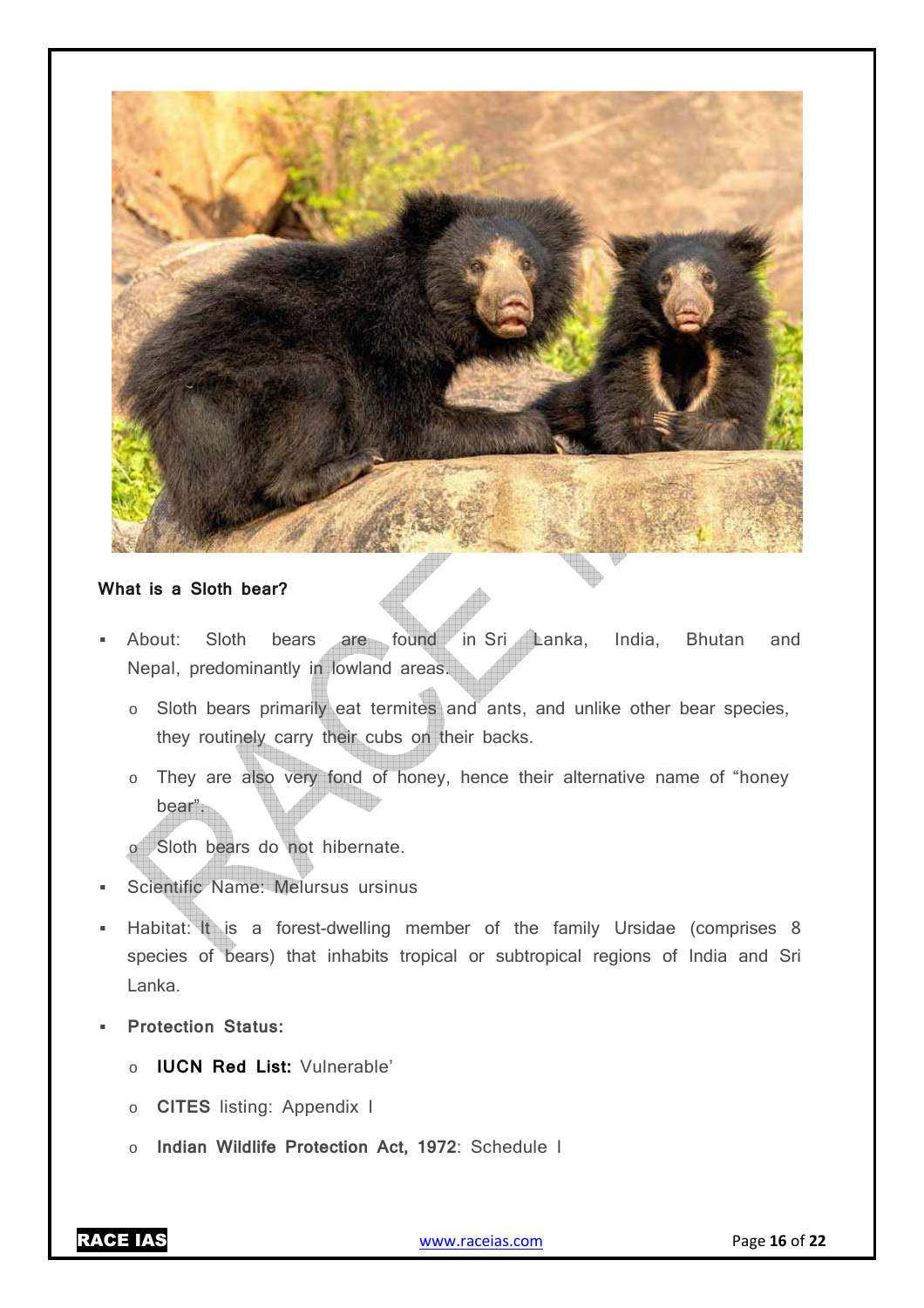**What is a Sloth bear?**

- About: Sloth bears are found in Sri Lanka, India, Bhutan and Nepal, predominantly in lowland areas.
  - Sloth bears primarily eat termites and ants, and unlike other bear species, they routinely carry their cubs on their backs.
  - They are also very fond of honey, hence their alternative name of "honey bear".
  - Sloth bears do not hibernate.
- Scientific Name: Melursus ursinus
- Habitat: It is a forest-dwelling member of the family Ursidae (comprises 8 species of bears) that inhabits tropical or subtropical regions of India and Sri Lanka.
- **Protection Status:**
  - **IUCN Red List:** Vulnerable'
  - **CITES** listing: Appendix I
  - **Indian Wildlife Protection Act, 1972**: Schedule I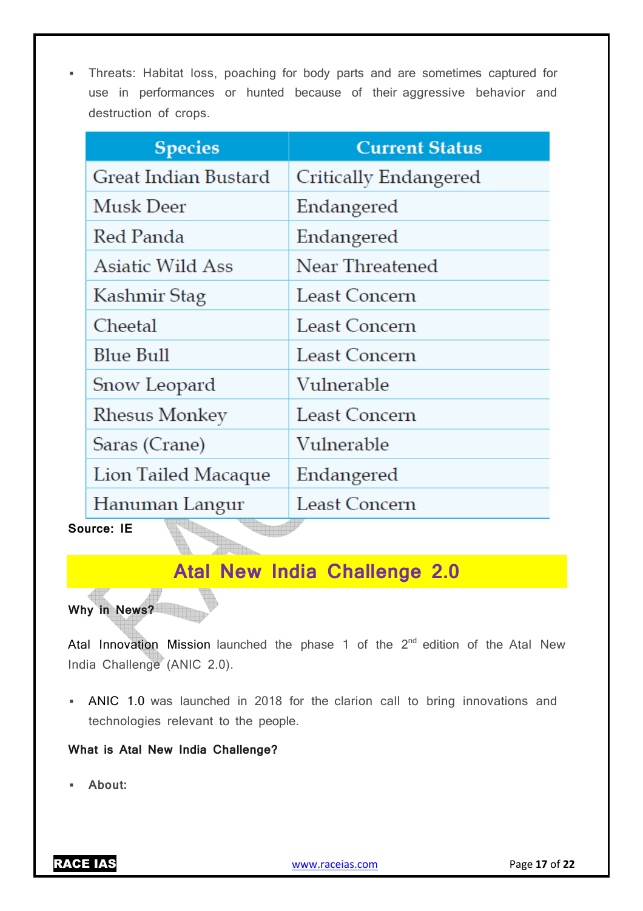- Threats: Habitat loss, poaching for body parts and are sometimes captured for use in performances or hunted because of their aggressive behavior and destruction of crops.

| Species | Current Status |
|---|---|
| Great Indian Bustard | Critically Endangered |
| Musk Deer | Endangered |
| Red Panda | Endangered |
| Asiatic Wild Ass | Near Threatened |
| Kashmir Stag | Least Concern |
| Cheetal | Least Concern |
| Blue Bull | Least Concern |
| Snow Leopard | Vulnerable |
| Rhesus Monkey | Least Concern |
| Saras (Crane) | Vulnerable |
| Lion Tailed Macaque | Endangered |
| Hanuman Langur | Least Concern |

**Source: IE**

# Atal New India Challenge 2.0

**Why in News?**

Atal Innovation Mission launched the phase 1 of the 2nd edition of the Atal New India Challenge (ANIC 2.0).

- ANIC 1.0 was launched in 2018 for the clarion call to bring innovations and technologies relevant to the people.

**What is Atal New India Challenge?**

- **About:**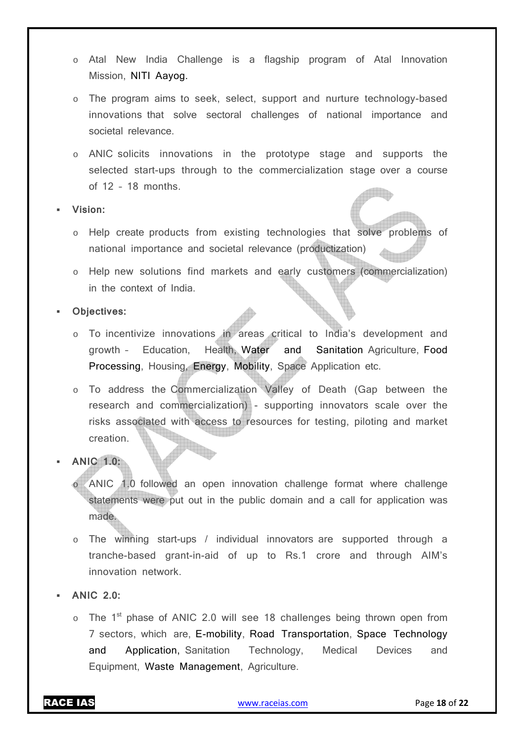- Atal New India Challenge is a flagship program of Atal Innovation Mission, NITI Aayog.
- The program aims to seek, select, support and nurture technology-based innovations that solve sectoral challenges of national importance and societal relevance.
- ANIC solicits innovations in the prototype stage and supports the selected start-ups through to the commercialization stage over a course of 12 – 18 months.

▪ **Vision:**

- Help create products from existing technologies that solve problems of national importance and societal relevance (productization)
- Help new solutions find markets and early customers (commercialization) in the context of India.

▪ **Objectives:**

- To incentivize innovations in areas critical to India's development and growth – Education, Health, Water and Sanitation Agriculture, Food Processing, Housing, Energy, Mobility, Space Application etc.
- To address the Commercialization Valley of Death (Gap between the research and commercialization) - supporting innovators scale over the risks associated with access to resources for testing, piloting and market creation.

▪ **ANIC 1.0:**

- ANIC 1.0 followed an open innovation challenge format where challenge statements were put out in the public domain and a call for application was made.
- The winning start-ups / individual innovators are supported through a tranche-based grant-in-aid of up to Rs.1 crore and through AIM's innovation network.

▪ **ANIC 2.0:**

- The 1st phase of ANIC 2.0 will see 18 challenges being thrown open from 7 sectors, which are, E-mobility, Road Transportation, Space Technology and Application, Sanitation Technology, Medical Devices and Equipment, Waste Management, Agriculture.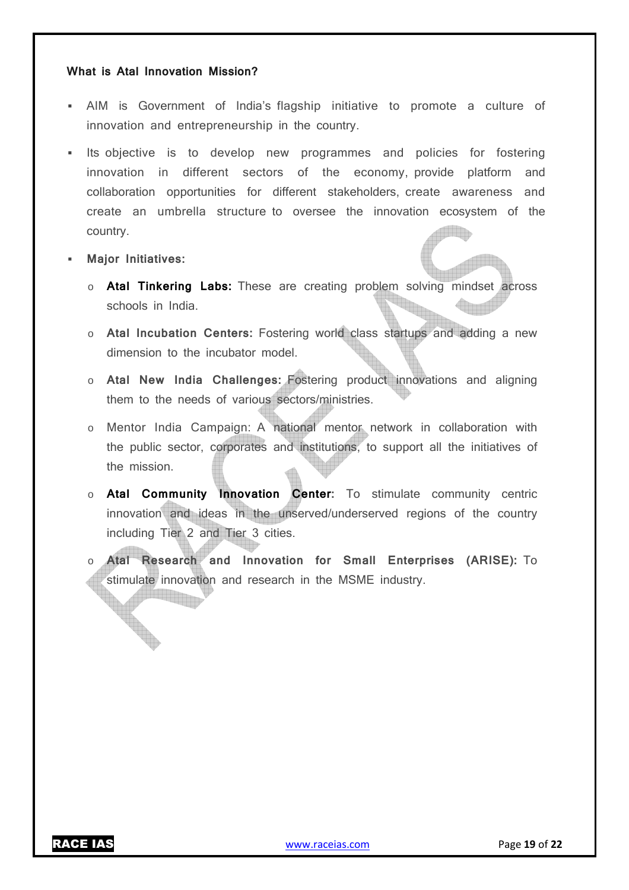**What is Atal Innovation Mission?**

- AIM is Government of India's flagship initiative to promote a culture of innovation and entrepreneurship in the country.
- Its objective is to develop new programmes and policies for fostering innovation in different sectors of the economy, provide platform and collaboration opportunities for different stakeholders, create awareness and create an umbrella structure to oversee the innovation ecosystem of the country.
- **Major Initiatives:**
  - **Atal Tinkering Labs:** These are creating problem solving mindset across schools in India.
  - **Atal Incubation Centers:** Fostering world class startups and adding a new dimension to the incubator model.
  - **Atal New India Challenges:** Fostering product innovations and aligning them to the needs of various sectors/ministries.
  - Mentor India Campaign: A national mentor network in collaboration with the public sector, corporates and institutions, to support all the initiatives of the mission.
  - **Atal Community Innovation Center:** To stimulate community centric innovation and ideas in the unserved/underserved regions of the country including Tier 2 and Tier 3 cities.
  - **Atal Research and Innovation for Small Enterprises (ARISE):** To stimulate innovation and research in the MSME industry.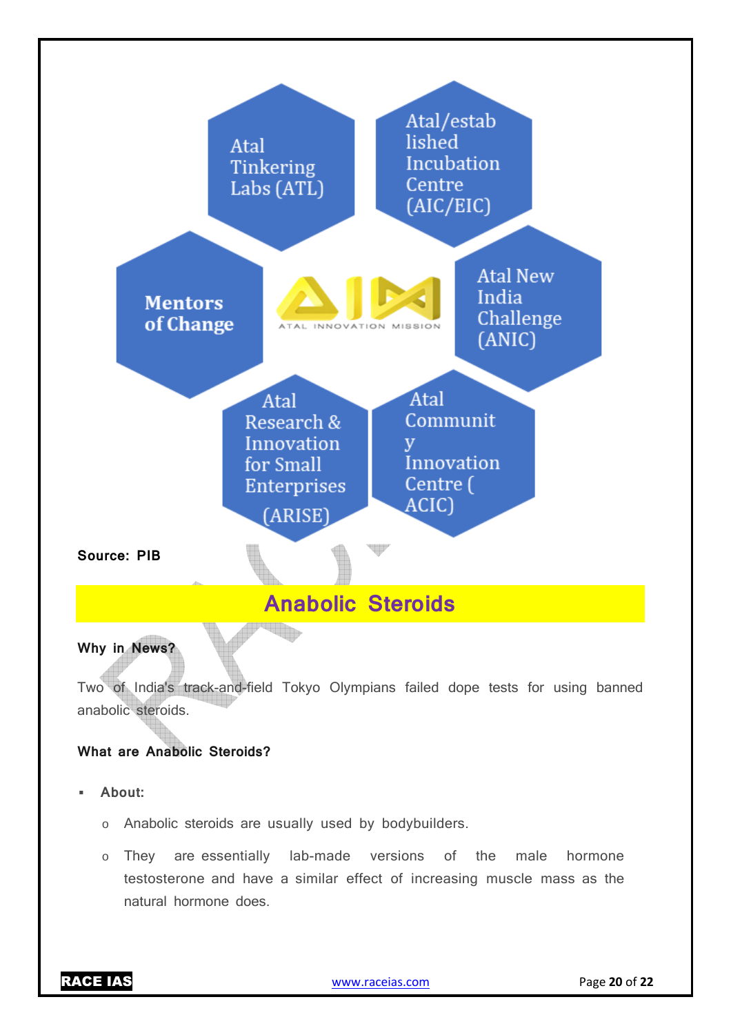- Atal Tinkering Labs (ATL)
- Atal/established Incubation Centre (AIC/EIC)
- Mentors of Change
- Atal New India Challenge (ANIC)
- Atal Research & Innovation for Small Enterprises (ARISE)
- Atal Community Innovation Centre (ACIC)

AIM – ATAL INNOVATION MISSION

**Source: PIB**

## Anabolic Steroids

**Why in News?**

Two of India's track-and-field Tokyo Olympians failed dope tests for using banned anabolic steroids.

**What are Anabolic Steroids?**

- **About:**
  - Anabolic steroids are usually used by bodybuilders.
  - They are essentially lab-made versions of the male hormone testosterone and have a similar effect of increasing muscle mass as the natural hormone does.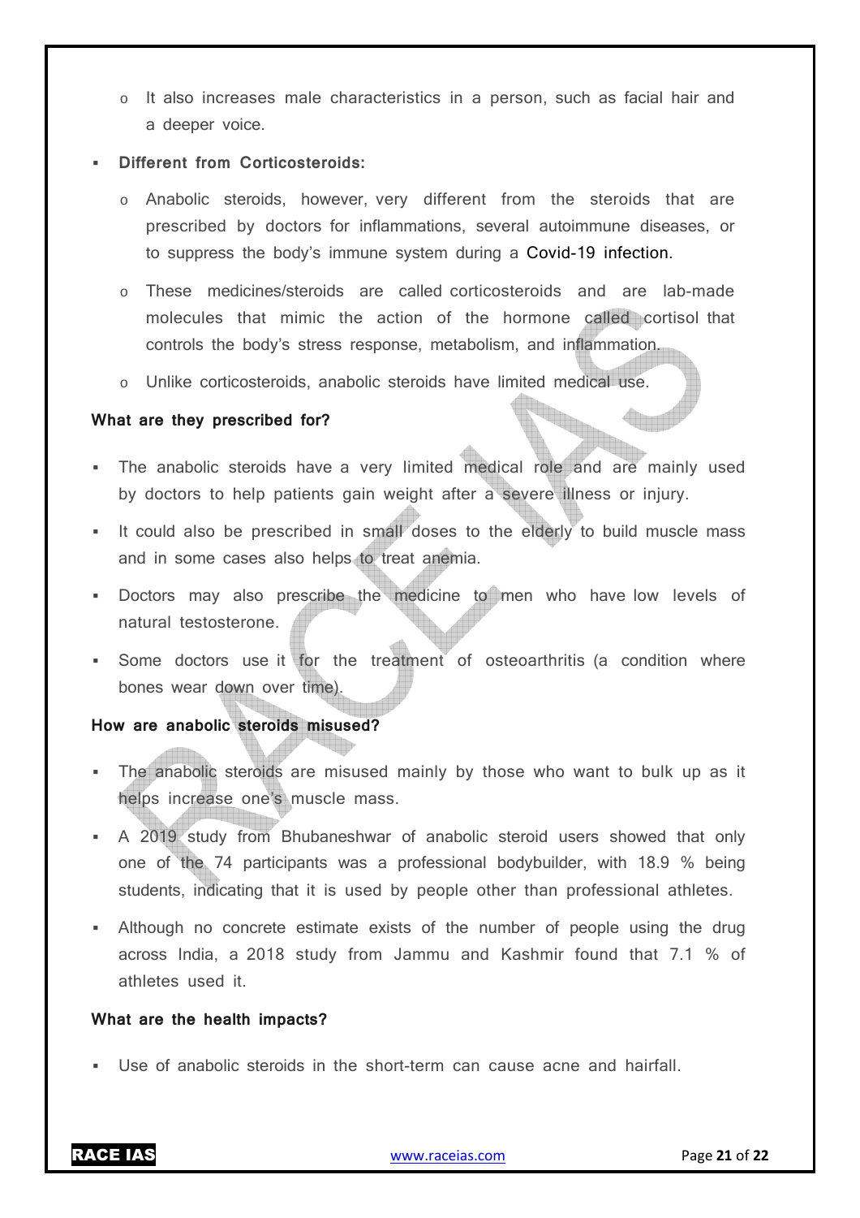- It also increases male characteristics in a person, such as facial hair and a deeper voice.

- **Different from Corticosteroids:**
   - Anabolic steroids, however, very different from the steroids that are prescribed by doctors for inflammations, several autoimmune diseases, or to suppress the body's immune system during a Covid-19 infection.
   - These medicines/steroids are called corticosteroids and are lab-made molecules that mimic the action of the hormone called cortisol that controls the body's stress response, metabolism, and inflammation.
   - Unlike corticosteroids, anabolic steroids have limited medical use.

**What are they prescribed for?**

- The anabolic steroids have a very limited medical role and are mainly used by doctors to help patients gain weight after a severe illness or injury.
- It could also be prescribed in small doses to the elderly to build muscle mass and in some cases also helps to treat anemia.
- Doctors may also prescribe the medicine to men who have low levels of natural testosterone.
- Some doctors use it for the treatment of osteoarthritis (a condition where bones wear down over time).

**How are anabolic steroids misused?**

- The anabolic steroids are misused mainly by those who want to bulk up as it helps increase one's muscle mass.
- A 2019 study from Bhubaneshwar of anabolic steroid users showed that only one of the 74 participants was a professional bodybuilder, with 18.9 % being students, indicating that it is used by people other than professional athletes.
- Although no concrete estimate exists of the number of people using the drug across India, a 2018 study from Jammu and Kashmir found that 7.1 % of athletes used it.

**What are the health impacts?**

- Use of anabolic steroids in the short-term can cause acne and hairfall.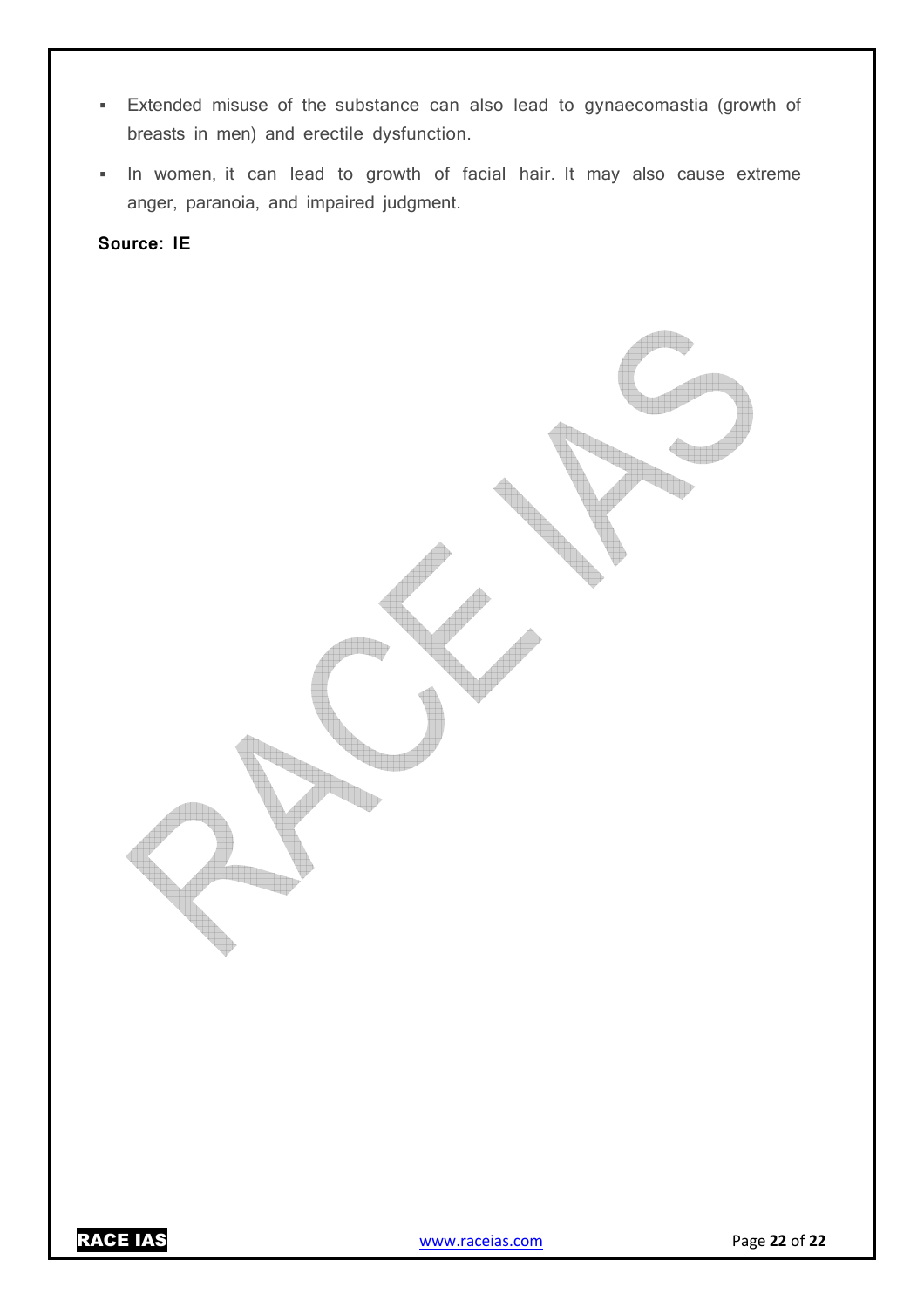- Extended misuse of the substance can also lead to gynaecomastia (growth of breasts in men) and erectile dysfunction.
- In women, it can lead to growth of facial hair. It may also cause extreme anger, paranoia, and impaired judgment.

**Source: IE**